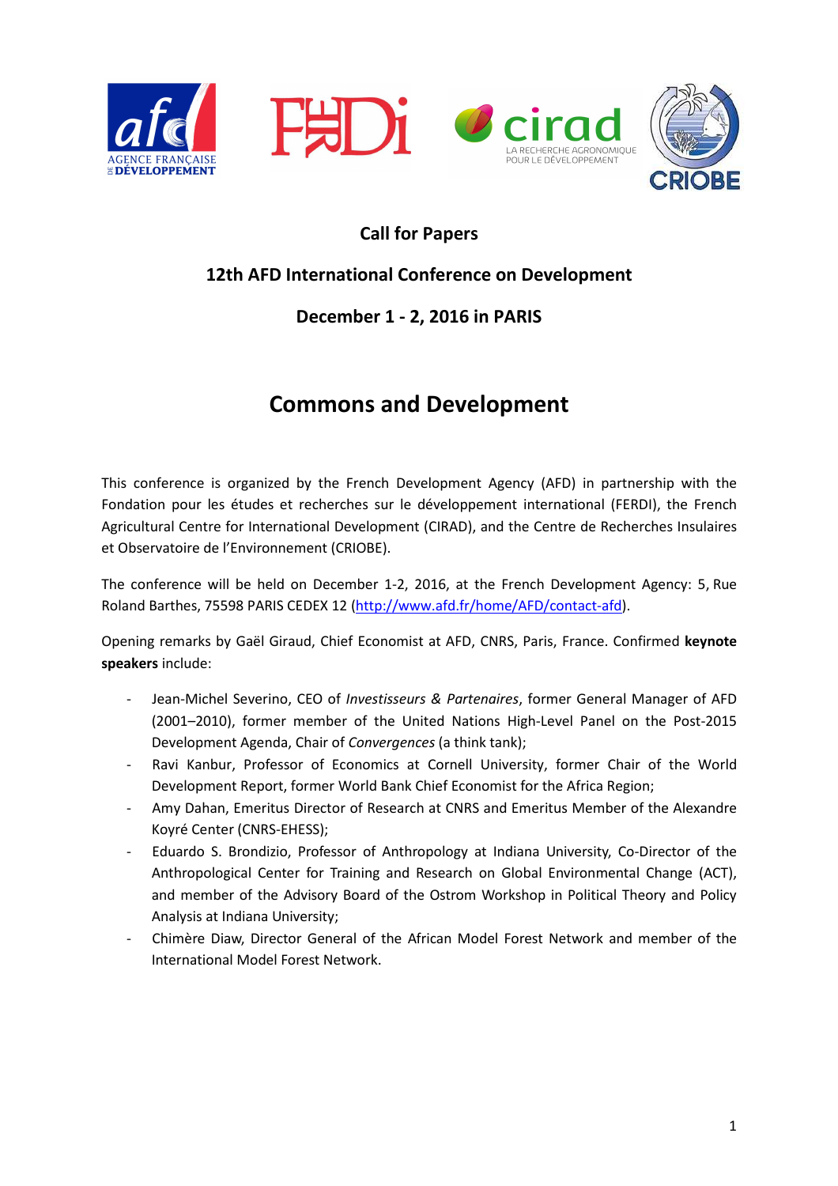Call for Papers

12th AFD International Conference on Development

December 1 - 2, 2016 in PARIS

# Commons and Development

This conference is organized by the French Development Agency (AFD) in partnership with the Fondation pour les études et recherches sur le développement international (FERDI), the French Agricultural Centre for International Development (CIRAD), and the Centre de Recherches Insulaires et Observatoire de l'Environnement (CRIOBE).

The conference will be held on December 1-2, 2016, at the French Development Agency: 5, Rue Roland Barthes, 75598 PARIS CEDEX 12 (http://www.afd.fr/home/AFD/contact-afd).

Opening remarks by Gaël Giraud, Chief Economist at AFD, CNRS, Paris, France. Confirmed **keynote speakers** include:

- Jean-Michel Severino, CEO of *Investisseurs & Partenaires*, former General Manager of AFD (2001–2010), former member of the United Nations High-Level Panel on the Post-2015 Development Agenda, Chair of *Convergences* (a think tank);
- Ravi Kanbur, Professor of Economics at Cornell University, former Chair of the World Development Report, former World Bank Chief Economist for the Africa Region;
- Amy Dahan, Emeritus Director of Research at CNRS and Emeritus Member of the Alexandre Koyré Center (CNRS-EHESS);
- Eduardo S. Brondizio, Professor of Anthropology at Indiana University, Co-Director of the Anthropological Center for Training and Research on Global Environmental Change (ACT), and member of the Advisory Board of the Ostrom Workshop in Political Theory and Policy Analysis at Indiana University;
- Chimère Diaw, Director General of the African Model Forest Network and member of the International Model Forest Network.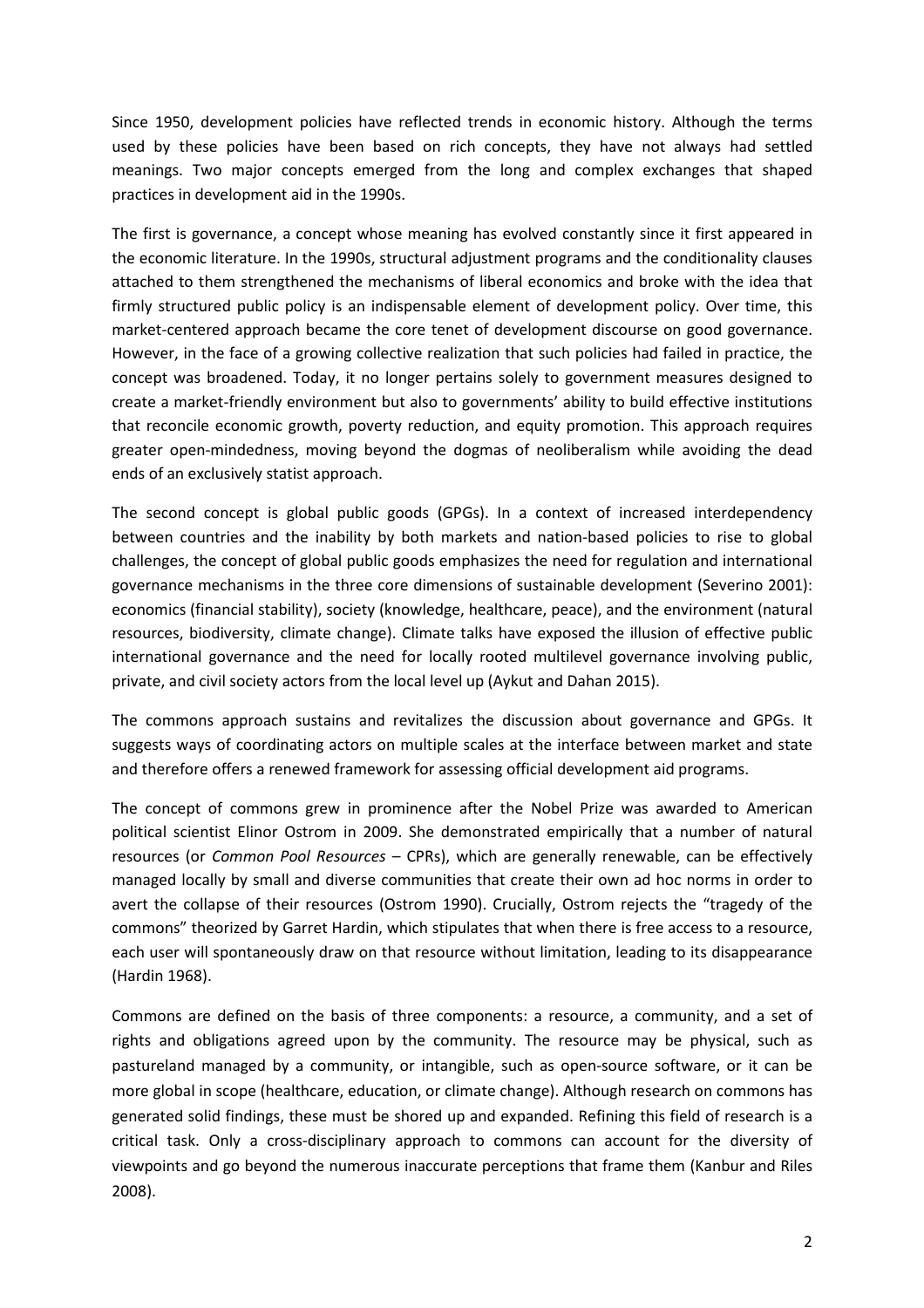Since 1950, development policies have reflected trends in economic history. Although the terms used by these policies have been based on rich concepts, they have not always had settled meanings. Two major concepts emerged from the long and complex exchanges that shaped practices in development aid in the 1990s.

The first is governance, a concept whose meaning has evolved constantly since it first appeared in the economic literature. In the 1990s, structural adjustment programs and the conditionality clauses attached to them strengthened the mechanisms of liberal economics and broke with the idea that firmly structured public policy is an indispensable element of development policy. Over time, this market-centered approach became the core tenet of development discourse on good governance. However, in the face of a growing collective realization that such policies had failed in practice, the concept was broadened. Today, it no longer pertains solely to government measures designed to create a market-friendly environment but also to governments' ability to build effective institutions that reconcile economic growth, poverty reduction, and equity promotion. This approach requires greater open-mindedness, moving beyond the dogmas of neoliberalism while avoiding the dead ends of an exclusively statist approach.

The second concept is global public goods (GPGs). In a context of increased interdependency between countries and the inability by both markets and nation-based policies to rise to global challenges, the concept of global public goods emphasizes the need for regulation and international governance mechanisms in the three core dimensions of sustainable development (Severino 2001): economics (financial stability), society (knowledge, healthcare, peace), and the environment (natural resources, biodiversity, climate change). Climate talks have exposed the illusion of effective public international governance and the need for locally rooted multilevel governance involving public, private, and civil society actors from the local level up (Aykut and Dahan 2015).

The commons approach sustains and revitalizes the discussion about governance and GPGs. It suggests ways of coordinating actors on multiple scales at the interface between market and state and therefore offers a renewed framework for assessing official development aid programs.

The concept of commons grew in prominence after the Nobel Prize was awarded to American political scientist Elinor Ostrom in 2009. She demonstrated empirically that a number of natural resources (or *Common Pool Resources* – CPRs), which are generally renewable, can be effectively managed locally by small and diverse communities that create their own ad hoc norms in order to avert the collapse of their resources (Ostrom 1990). Crucially, Ostrom rejects the "tragedy of the commons" theorized by Garret Hardin, which stipulates that when there is free access to a resource, each user will spontaneously draw on that resource without limitation, leading to its disappearance (Hardin 1968).

Commons are defined on the basis of three components: a resource, a community, and a set of rights and obligations agreed upon by the community. The resource may be physical, such as pastureland managed by a community, or intangible, such as open-source software, or it can be more global in scope (healthcare, education, or climate change). Although research on commons has generated solid findings, these must be shored up and expanded. Refining this field of research is a critical task. Only a cross-disciplinary approach to commons can account for the diversity of viewpoints and go beyond the numerous inaccurate perceptions that frame them (Kanbur and Riles 2008).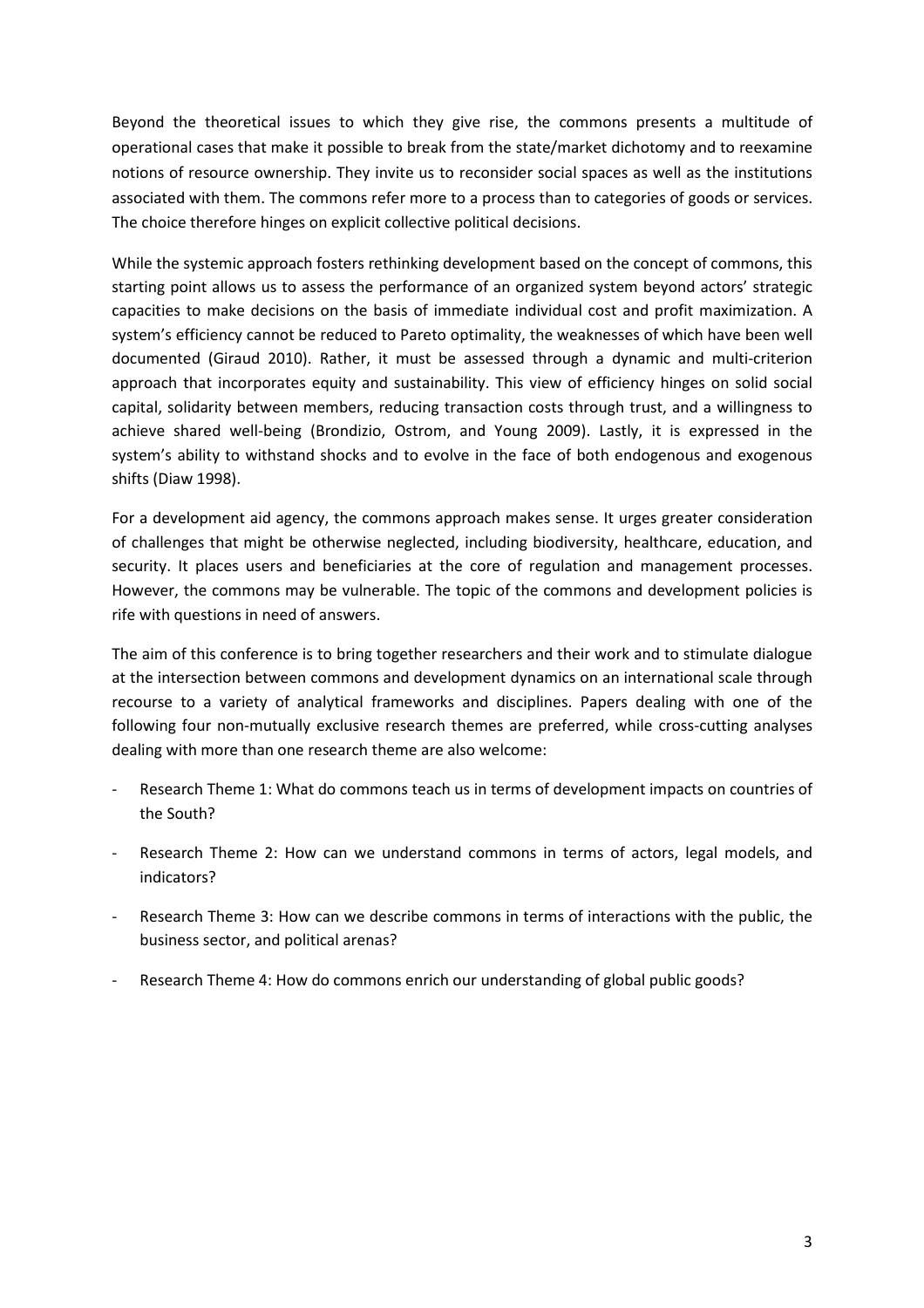Beyond the theoretical issues to which they give rise, the commons presents a multitude of operational cases that make it possible to break from the state/market dichotomy and to reexamine notions of resource ownership. They invite us to reconsider social spaces as well as the institutions associated with them. The commons refer more to a process than to categories of goods or services. The choice therefore hinges on explicit collective political decisions.

While the systemic approach fosters rethinking development based on the concept of commons, this starting point allows us to assess the performance of an organized system beyond actors' strategic capacities to make decisions on the basis of immediate individual cost and profit maximization. A system's efficiency cannot be reduced to Pareto optimality, the weaknesses of which have been well documented (Giraud 2010). Rather, it must be assessed through a dynamic and multi-criterion approach that incorporates equity and sustainability. This view of efficiency hinges on solid social capital, solidarity between members, reducing transaction costs through trust, and a willingness to achieve shared well-being (Brondizio, Ostrom, and Young 2009). Lastly, it is expressed in the system's ability to withstand shocks and to evolve in the face of both endogenous and exogenous shifts (Diaw 1998).

For a development aid agency, the commons approach makes sense. It urges greater consideration of challenges that might be otherwise neglected, including biodiversity, healthcare, education, and security. It places users and beneficiaries at the core of regulation and management processes. However, the commons may be vulnerable. The topic of the commons and development policies is rife with questions in need of answers.

The aim of this conference is to bring together researchers and their work and to stimulate dialogue at the intersection between commons and development dynamics on an international scale through recourse to a variety of analytical frameworks and disciplines. Papers dealing with one of the following four non-mutually exclusive research themes are preferred, while cross-cutting analyses dealing with more than one research theme are also welcome:

- Research Theme 1: What do commons teach us in terms of development impacts on countries of the South?
- Research Theme 2: How can we understand commons in terms of actors, legal models, and indicators?
- Research Theme 3: How can we describe commons in terms of interactions with the public, the business sector, and political arenas?
- Research Theme 4: How do commons enrich our understanding of global public goods?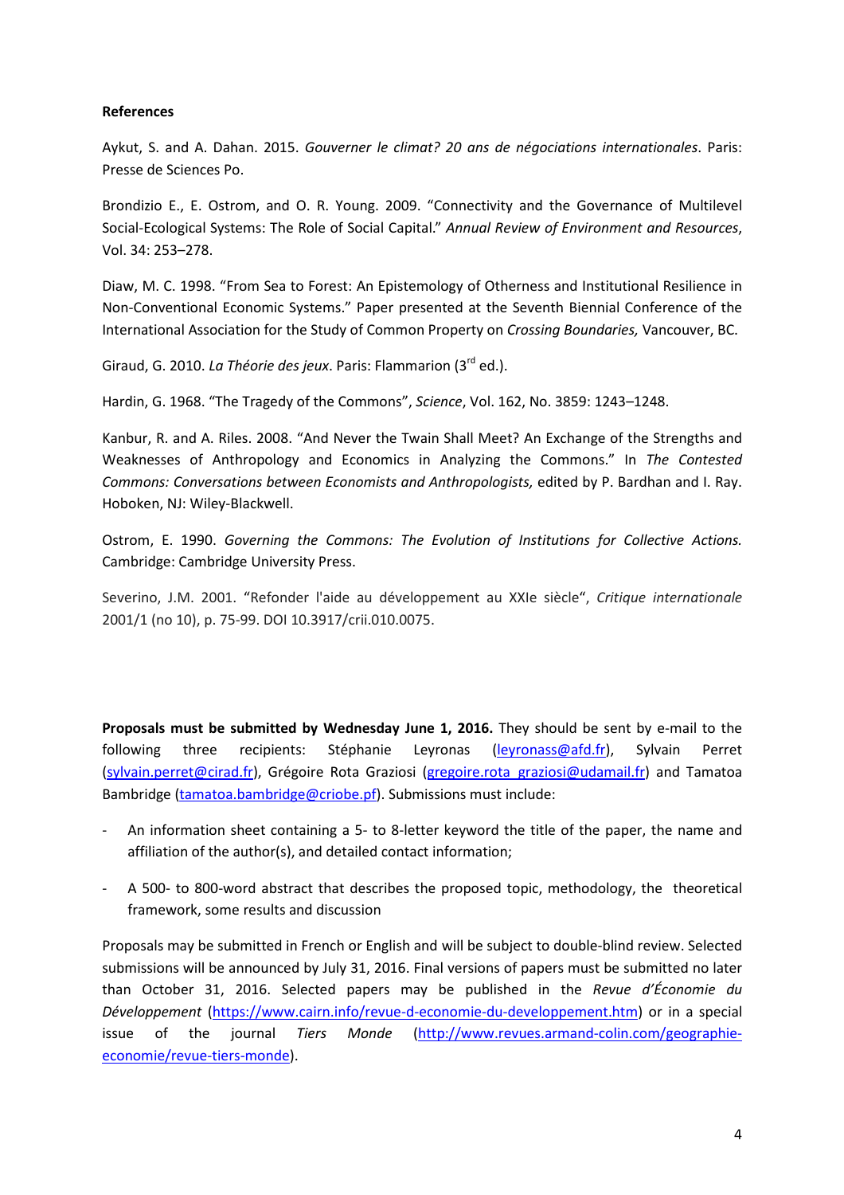**References**

Aykut, S. and A. Dahan. 2015. *Gouverner le climat? 20 ans de négociations internationales*. Paris: Presse de Sciences Po.

Brondizio E., E. Ostrom, and O. R. Young. 2009. "Connectivity and the Governance of Multilevel Social-Ecological Systems: The Role of Social Capital." *Annual Review of Environment and Resources*, Vol. 34: 253–278.

Diaw, M. C. 1998. "From Sea to Forest: An Epistemology of Otherness and Institutional Resilience in Non-Conventional Economic Systems." Paper presented at the Seventh Biennial Conference of the International Association for the Study of Common Property on *Crossing Boundaries,* Vancouver, BC.

Giraud, G. 2010. *La Théorie des jeux*. Paris: Flammarion (3rd ed.).

Hardin, G. 1968. "The Tragedy of the Commons", *Science*, Vol. 162, No. 3859: 1243–1248.

Kanbur, R. and A. Riles. 2008. "And Never the Twain Shall Meet? An Exchange of the Strengths and Weaknesses of Anthropology and Economics in Analyzing the Commons." In *The Contested Commons: Conversations between Economists and Anthropologists,* edited by P. Bardhan and I. Ray. Hoboken, NJ: Wiley-Blackwell.

Ostrom, E. 1990. *Governing the Commons: The Evolution of Institutions for Collective Actions.* Cambridge: Cambridge University Press.

Severino, J.M. 2001. "Refonder l'aide au développement au XXIe siècle", *Critique internationale* 2001/1 (no 10), p. 75-99. DOI 10.3917/crii.010.0075.

**Proposals must be submitted by Wednesday June 1, 2016.** They should be sent by e-mail to the following three recipients: Stéphanie Leyronas (leyronass@afd.fr), Sylvain Perret (sylvain.perret@cirad.fr), Grégoire Rota Graziosi (gregoire.rota_graziosi@udamail.fr) and Tamatoa Bambridge (tamatoa.bambridge@criobe.pf). Submissions must include:

- An information sheet containing a 5- to 8-letter keyword the title of the paper, the name and affiliation of the author(s), and detailed contact information;
- A 500- to 800-word abstract that describes the proposed topic, methodology, the theoretical framework, some results and discussion

Proposals may be submitted in French or English and will be subject to double-blind review. Selected submissions will be announced by July 31, 2016. Final versions of papers must be submitted no later than October 31, 2016. Selected papers may be published in the *Revue d'Économie du Développement* (https://www.cairn.info/revue-d-economie-du-developpement.htm) or in a special issue of the journal *Tiers Monde* (http://www.revues.armand-colin.com/geographie-economie/revue-tiers-monde).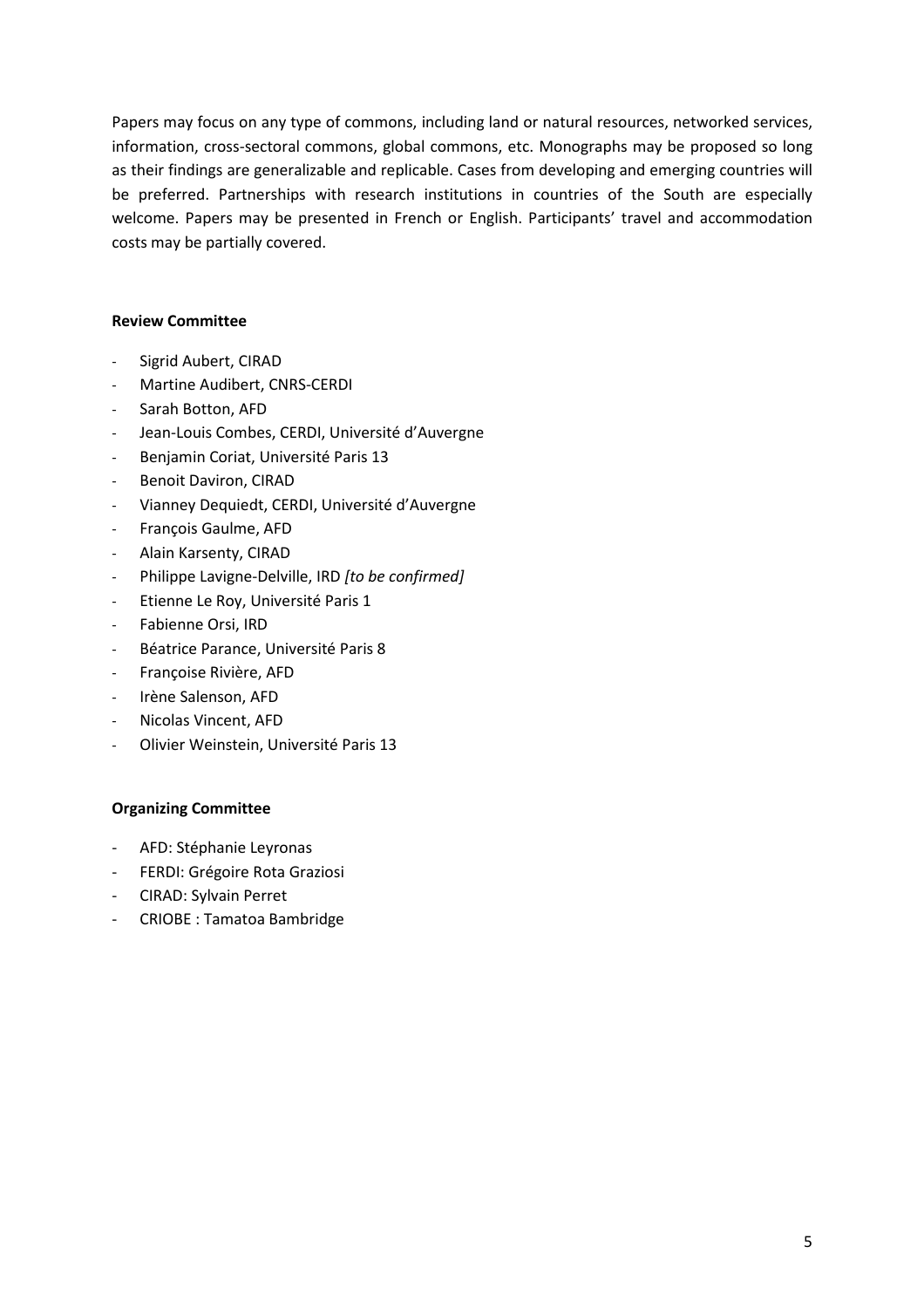Papers may focus on any type of commons, including land or natural resources, networked services, information, cross-sectoral commons, global commons, etc. Monographs may be proposed so long as their findings are generalizable and replicable. Cases from developing and emerging countries will be preferred. Partnerships with research institutions in countries of the South are especially welcome. Papers may be presented in French or English. Participants' travel and accommodation costs may be partially covered.

**Review Committee**

- Sigrid Aubert, CIRAD
- Martine Audibert, CNRS-CERDI
- Sarah Botton, AFD
- Jean-Louis Combes, CERDI, Université d'Auvergne
- Benjamin Coriat, Université Paris 13
- Benoit Daviron, CIRAD
- Vianney Dequiedt, CERDI, Université d'Auvergne
- François Gaulme, AFD
- Alain Karsenty, CIRAD
- Philippe Lavigne-Delville, IRD *[to be confirmed]*
- Etienne Le Roy, Université Paris 1
- Fabienne Orsi, IRD
- Béatrice Parance, Université Paris 8
- Françoise Rivière, AFD
- Irène Salenson, AFD
- Nicolas Vincent, AFD
- Olivier Weinstein, Université Paris 13

**Organizing Committee**

- AFD: Stéphanie Leyronas
- FERDI: Grégoire Rota Graziosi
- CIRAD: Sylvain Perret
- CRIOBE : Tamatoa Bambridge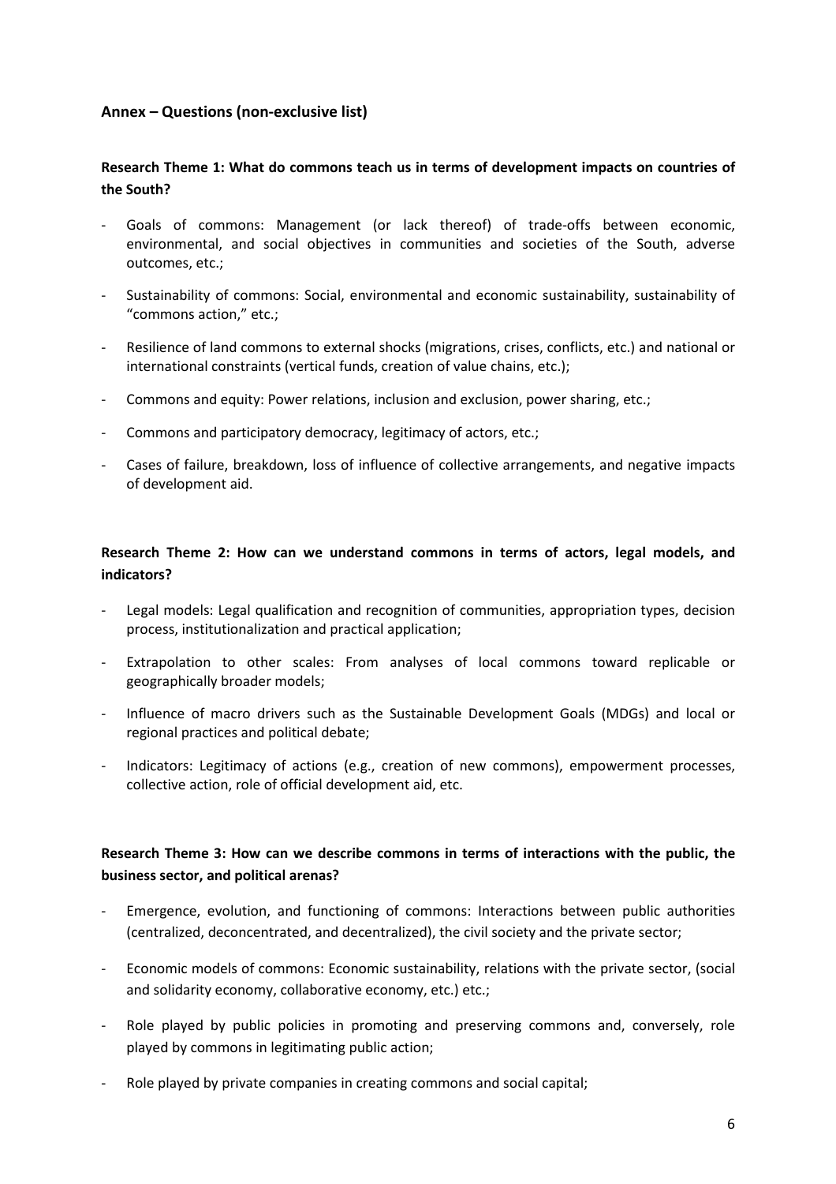## Annex – Questions (non-exclusive list)

### Research Theme 1: What do commons teach us in terms of development impacts on countries of the South?

- Goals of commons: Management (or lack thereof) of trade-offs between economic, environmental, and social objectives in communities and societies of the South, adverse outcomes, etc.;
- Sustainability of commons: Social, environmental and economic sustainability, sustainability of "commons action," etc.;
- Resilience of land commons to external shocks (migrations, crises, conflicts, etc.) and national or international constraints (vertical funds, creation of value chains, etc.);
- Commons and equity: Power relations, inclusion and exclusion, power sharing, etc.;
- Commons and participatory democracy, legitimacy of actors, etc.;
- Cases of failure, breakdown, loss of influence of collective arrangements, and negative impacts of development aid.

### Research Theme 2: How can we understand commons in terms of actors, legal models, and indicators?

- Legal models: Legal qualification and recognition of communities, appropriation types, decision process, institutionalization and practical application;
- Extrapolation to other scales: From analyses of local commons toward replicable or geographically broader models;
- Influence of macro drivers such as the Sustainable Development Goals (MDGs) and local or regional practices and political debate;
- Indicators: Legitimacy of actions (e.g., creation of new commons), empowerment processes, collective action, role of official development aid, etc.

### Research Theme 3: How can we describe commons in terms of interactions with the public, the business sector, and political arenas?

- Emergence, evolution, and functioning of commons: Interactions between public authorities (centralized, deconcentrated, and decentralized), the civil society and the private sector;
- Economic models of commons: Economic sustainability, relations with the private sector, (social and solidarity economy, collaborative economy, etc.) etc.;
- Role played by public policies in promoting and preserving commons and, conversely, role played by commons in legitimating public action;
- Role played by private companies in creating commons and social capital;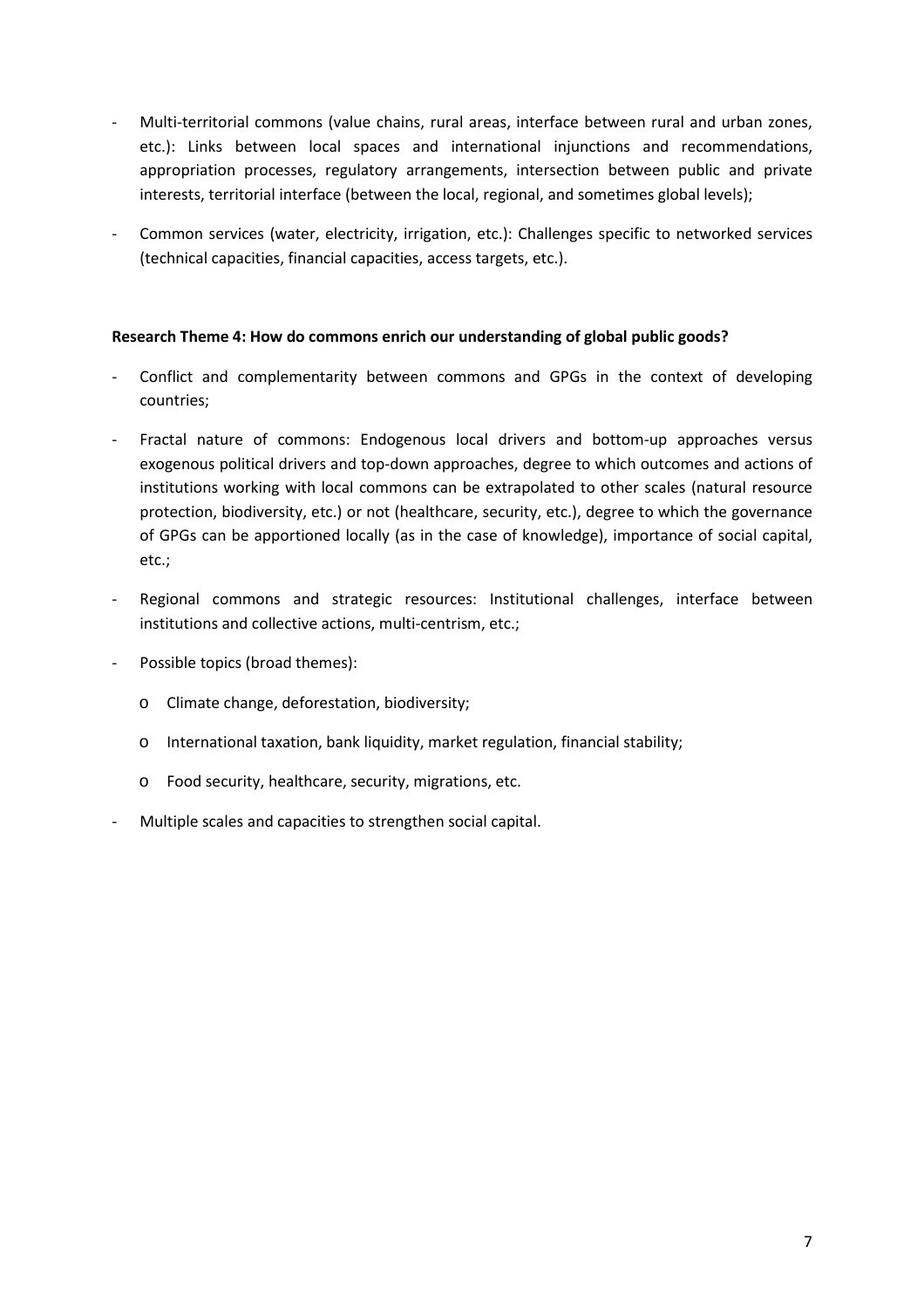- Multi-territorial commons (value chains, rural areas, interface between rural and urban zones, etc.): Links between local spaces and international injunctions and recommendations, appropriation processes, regulatory arrangements, intersection between public and private interests, territorial interface (between the local, regional, and sometimes global levels);
- Common services (water, electricity, irrigation, etc.): Challenges specific to networked services (technical capacities, financial capacities, access targets, etc.).

**Research Theme 4: How do commons enrich our understanding of global public goods?**

- Conflict and complementarity between commons and GPGs in the context of developing countries;
- Fractal nature of commons: Endogenous local drivers and bottom-up approaches versus exogenous political drivers and top-down approaches, degree to which outcomes and actions of institutions working with local commons can be extrapolated to other scales (natural resource protection, biodiversity, etc.) or not (healthcare, security, etc.), degree to which the governance of GPGs can be apportioned locally (as in the case of knowledge), importance of social capital, etc.;
- Regional commons and strategic resources: Institutional challenges, interface between institutions and collective actions, multi-centrism, etc.;
- Possible topics (broad themes):
    - Climate change, deforestation, biodiversity;
    - International taxation, bank liquidity, market regulation, financial stability;
    - Food security, healthcare, security, migrations, etc.
- Multiple scales and capacities to strengthen social capital.